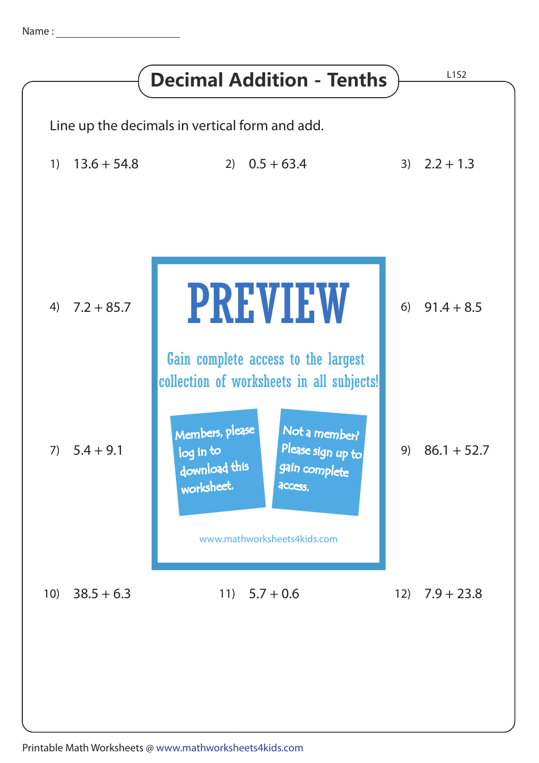Name : ______________________

# Decimal Addition - Tenths

L1S2

Line up the decimals in vertical form and add.

1) 13.6 + 54.8

2) 0.5 + 63.4

3) 2.2 + 1.3

4) 7.2 + 85.7

6) 91.4 + 8.5

7) 5.4 + 9.1

9) 86.1 + 52.7

10) 38.5 + 6.3

11) 5.7 + 0.6

12) 7.9 + 23.8

PREVIEW

Gain complete access to the largest collection of worksheets in all subjects!

Members, please log in to download this worksheet.

Not a member? Please sign up to gain complete access.

www.mathworksheets4kids.com

Printable Math Worksheets @ www.mathworksheets4kids.com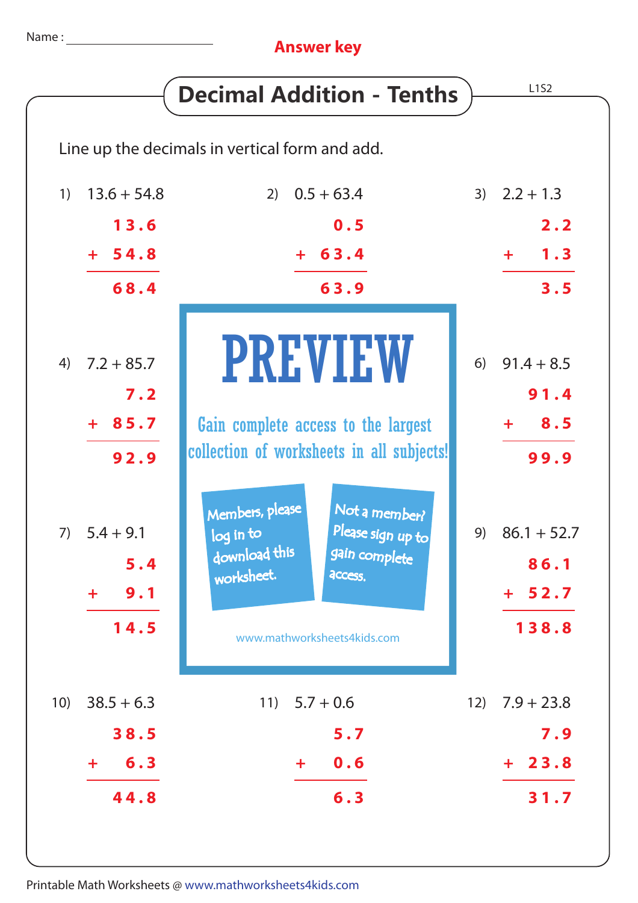Name : ____________________

**Answer key**

# Decimal Addition - Tenths

L1S2

Line up the decimals in vertical form and add.

1) 13.6 + 54.8

$$\begin{array}{r} 13.6 \\ +\ 54.8 \\ \hline 68.4 \end{array}$$

2) 0.5 + 63.4

$$\begin{array}{r} 0.5 \\ +\ 63.4 \\ \hline 63.9 \end{array}$$

3) 2.2 + 1.3

$$\begin{array}{r} 2.2 \\ +\ 1.3 \\ \hline 3.5 \end{array}$$

4) 7.2 + 85.7

$$\begin{array}{r} 7.2 \\ +\ 85.7 \\ \hline 92.9 \end{array}$$

6) 91.4 + 8.5

$$\begin{array}{r} 91.4 \\ +\ 8.5 \\ \hline 99.9 \end{array}$$

7) 5.4 + 9.1

$$\begin{array}{r} 5.4 \\ +\ 9.1 \\ \hline 14.5 \end{array}$$

9) 86.1 + 52.7

$$\begin{array}{r} 86.1 \\ +\ 52.7 \\ \hline 138.8 \end{array}$$

10) 38.5 + 6.3

$$\begin{array}{r} 38.5 \\ +\ 6.3 \\ \hline 44.8 \end{array}$$

11) 5.7 + 0.6

$$\begin{array}{r} 5.7 \\ +\ 0.6 \\ \hline 6.3 \end{array}$$

12) 7.9 + 23.8

$$\begin{array}{r} 7.9 \\ +\ 23.8 \\ \hline 31.7 \end{array}$$

PREVIEW

Gain complete access to the largest collection of worksheets in all subjects!

Members, please log in to download this worksheet.

Not a member? Please sign up to gain complete access.

www.mathworksheets4kids.com

Printable Math Worksheets @ www.mathworksheets4kids.com